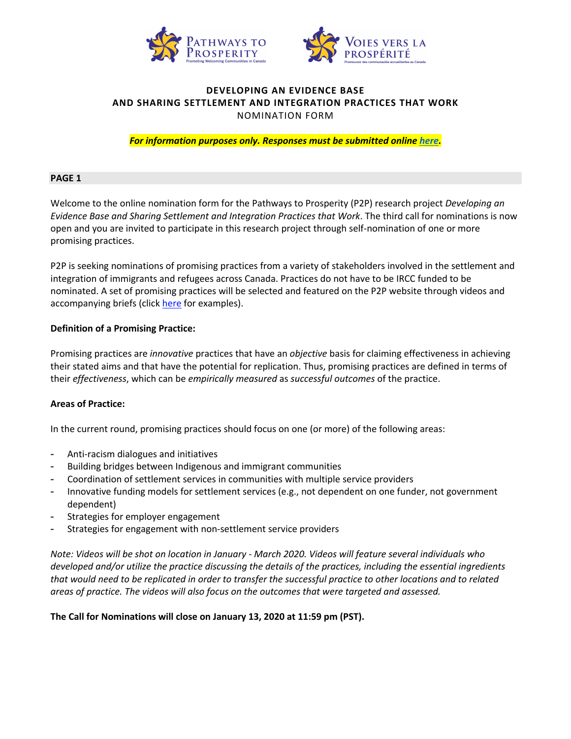Pathways to Prosperity — Promoting Welcoming Communities in Canada

Voies vers la prospérité — Promouvoir des communautés accueillantes au Canada

## DEVELOPING AN EVIDENCE BASE AND SHARING SETTLEMENT AND INTEGRATION PRACTICES THAT WORK

NOMINATION FORM

***For information purposes only. Responses must be submitted online here.***

**PAGE 1**

Welcome to the online nomination form for the Pathways to Prosperity (P2P) research project *Developing an Evidence Base and Sharing Settlement and Integration Practices that Work*. The third call for nominations is now open and you are invited to participate in this research project through self-nomination of one or more promising practices.

P2P is seeking nominations of promising practices from a variety of stakeholders involved in the settlement and integration of immigrants and refugees across Canada. Practices do not have to be IRCC funded to be nominated. A set of promising practices will be selected and featured on the P2P website through videos and accompanying briefs (click here for examples).

**Definition of a Promising Practice:**

Promising practices are *innovative* practices that have an *objective* basis for claiming effectiveness in achieving their stated aims and that have the potential for replication. Thus, promising practices are defined in terms of their *effectiveness*, which can be *empirically measured* as *successful outcomes* of the practice.

**Areas of Practice:**

In the current round, promising practices should focus on one (or more) of the following areas:

- Anti-racism dialogues and initiatives
- Building bridges between Indigenous and immigrant communities
- Coordination of settlement services in communities with multiple service providers
- Innovative funding models for settlement services (e.g., not dependent on one funder, not government dependent)
- Strategies for employer engagement
- Strategies for engagement with non-settlement service providers

*Note: Videos will be shot on location in January - March 2020. Videos will feature several individuals who developed and/or utilize the practice discussing the details of the practices, including the essential ingredients that would need to be replicated in order to transfer the successful practice to other locations and to related areas of practice. The videos will also focus on the outcomes that were targeted and assessed.*

**The Call for Nominations will close on January 13, 2020 at 11:59 pm (PST).**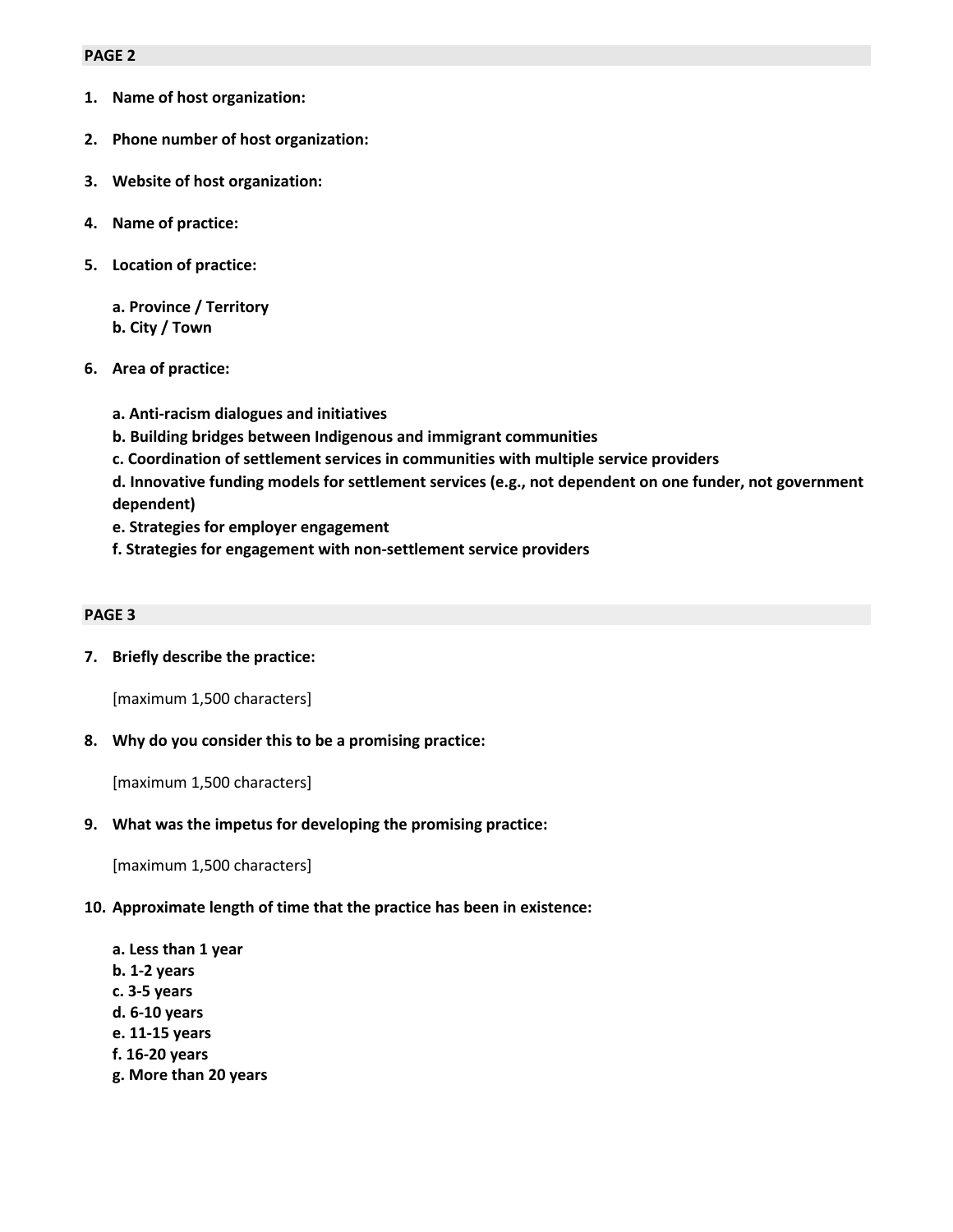**PAGE 2**

1. **Name of host organization:**

2. **Phone number of host organization:**

3. **Website of host organization:**

4. **Name of practice:**

5. **Location of practice:**

   **a. Province / Territory**
   **b. City / Town**

6. **Area of practice:**

   **a. Anti-racism dialogues and initiatives**
   **b. Building bridges between Indigenous and immigrant communities**
   **c. Coordination of settlement services in communities with multiple service providers**
   **d. Innovative funding models for settlement services (e.g., not dependent on one funder, not government dependent)**
   **e. Strategies for employer engagement**
   **f. Strategies for engagement with non-settlement service providers**

**PAGE 3**

7. **Briefly describe the practice:**

   [maximum 1,500 characters]

8. **Why do you consider this to be a promising practice:**

   [maximum 1,500 characters]

9. **What was the impetus for developing the promising practice:**

   [maximum 1,500 characters]

10. **Approximate length of time that the practice has been in existence:**

    **a. Less than 1 year**
    **b. 1-2 years**
    **c. 3-5 years**
    **d. 6-10 years**
    **e. 11-15 years**
    **f. 16-20 years**
    **g. More than 20 years**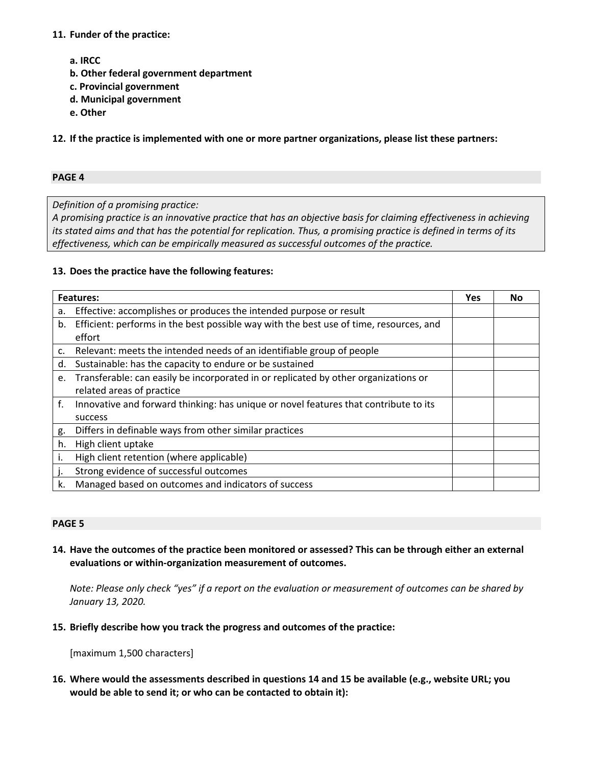**11. Funder of the practice:**

**a. IRCC**
**b. Other federal government department**
**c. Provincial government**
**d. Municipal government**
**e. Other**

**12. If the practice is implemented with one or more partner organizations, please list these partners:**

**PAGE 4**

*Definition of a promising practice:*
*A promising practice is an innovative practice that has an objective basis for claiming effectiveness in achieving its stated aims and that has the potential for replication. Thus, a promising practice is defined in terms of its effectiveness, which can be empirically measured as successful outcomes of the practice.*

**13. Does the practice have the following features:**

| **Features:** | **Yes** | **No** |
|---|---|---|
| a. Effective: accomplishes or produces the intended purpose or result | | |
| b. Efficient: performs in the best possible way with the best use of time, resources, and effort | | |
| c. Relevant: meets the intended needs of an identifiable group of people | | |
| d. Sustainable: has the capacity to endure or be sustained | | |
| e. Transferable: can easily be incorporated in or replicated by other organizations or related areas of practice | | |
| f. Innovative and forward thinking: has unique or novel features that contribute to its success | | |
| g. Differs in definable ways from other similar practices | | |
| h. High client uptake | | |
| i. High client retention (where applicable) | | |
| j. Strong evidence of successful outcomes | | |
| k. Managed based on outcomes and indicators of success | | |

**PAGE 5**

**14. Have the outcomes of the practice been monitored or assessed? This can be through either an external evaluations or within-organization measurement of outcomes.**

*Note: Please only check "yes" if a report on the evaluation or measurement of outcomes can be shared by January 13, 2020.*

**15. Briefly describe how you track the progress and outcomes of the practice:**

[maximum 1,500 characters]

**16. Where would the assessments described in questions 14 and 15 be available (e.g., website URL; you would be able to send it; or who can be contacted to obtain it):**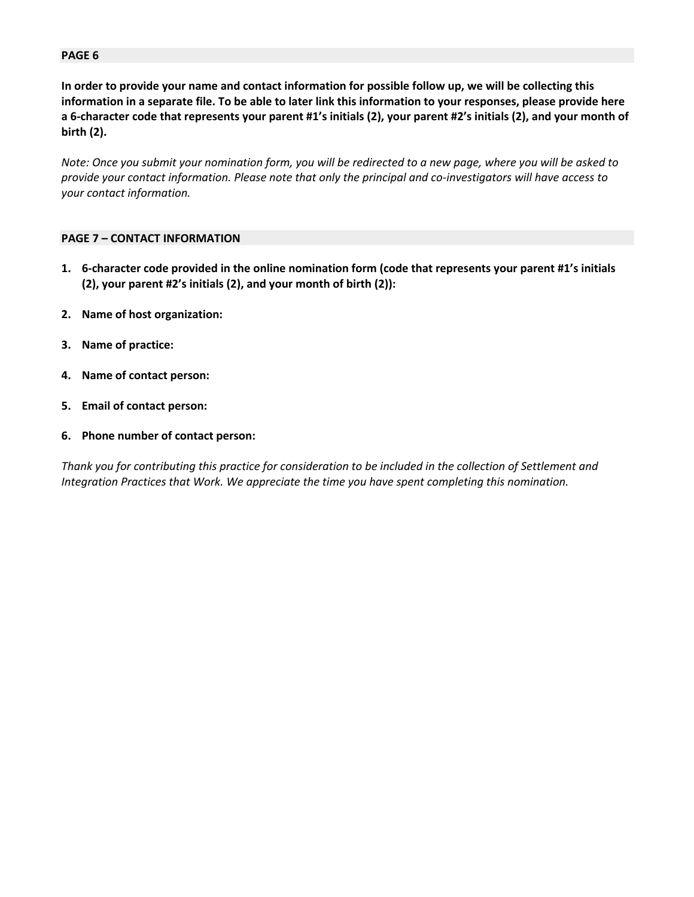## PAGE 6

**In order to provide your name and contact information for possible follow up, we will be collecting this information in a separate file. To be able to later link this information to your responses, please provide here a 6-character code that represents your parent #1's initials (2), your parent #2's initials (2), and your month of birth (2).**

*Note: Once you submit your nomination form, you will be redirected to a new page, where you will be asked to provide your contact information. Please note that only the principal and co-investigators will have access to your contact information.*

## PAGE 7 – CONTACT INFORMATION

1. **6-character code provided in the online nomination form (code that represents your parent #1's initials (2), your parent #2's initials (2), and your month of birth (2)):**
2. **Name of host organization:**
3. **Name of practice:**
4. **Name of contact person:**
5. **Email of contact person:**
6. **Phone number of contact person:**

*Thank you for contributing this practice for consideration to be included in the collection of Settlement and Integration Practices that Work. We appreciate the time you have spent completing this nomination.*